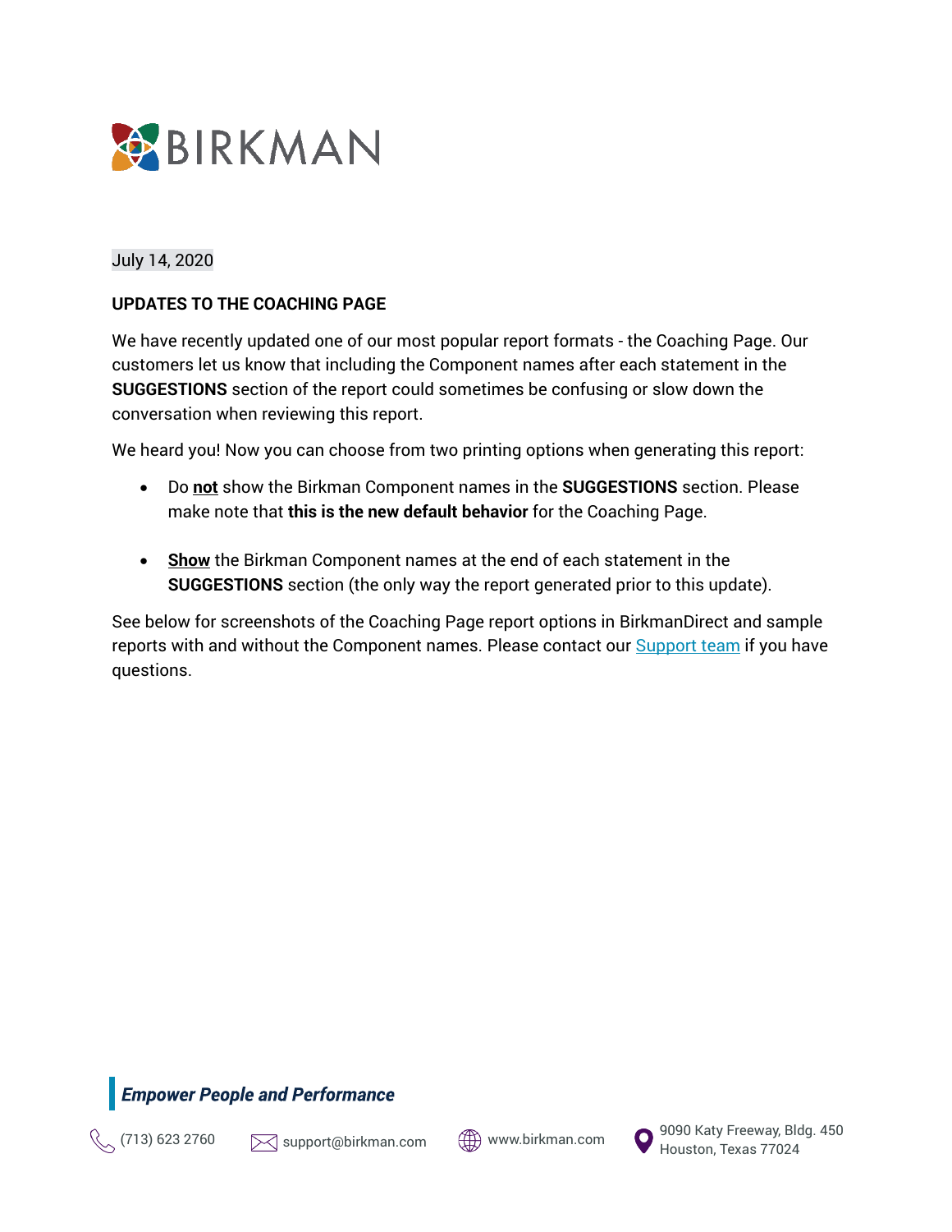BIRKMAN

July 14, 2020

**UPDATES TO THE COACHING PAGE**

We have recently updated one of our most popular report formats - the Coaching Page. Our customers let us know that including the Component names after each statement in the **SUGGESTIONS** section of the report could sometimes be confusing or slow down the conversation when reviewing this report.

We heard you! Now you can choose from two printing options when generating this report:

- Do **not** show the Birkman Component names in the **SUGGESTIONS** section. Please make note that **this is the new default behavior** for the Coaching Page.

- **Show** the Birkman Component names at the end of each statement in the **SUGGESTIONS** section (the only way the report generated prior to this update).

See below for screenshots of the Coaching Page report options in BirkmanDirect and sample reports with and without the Component names. Please contact our [Support team]() if you have questions.

***Empower People and Performance***

(713) 623 2760 support@birkman.com www.birkman.com 9090 Katy Freeway, Bldg. 450 Houston, Texas 77024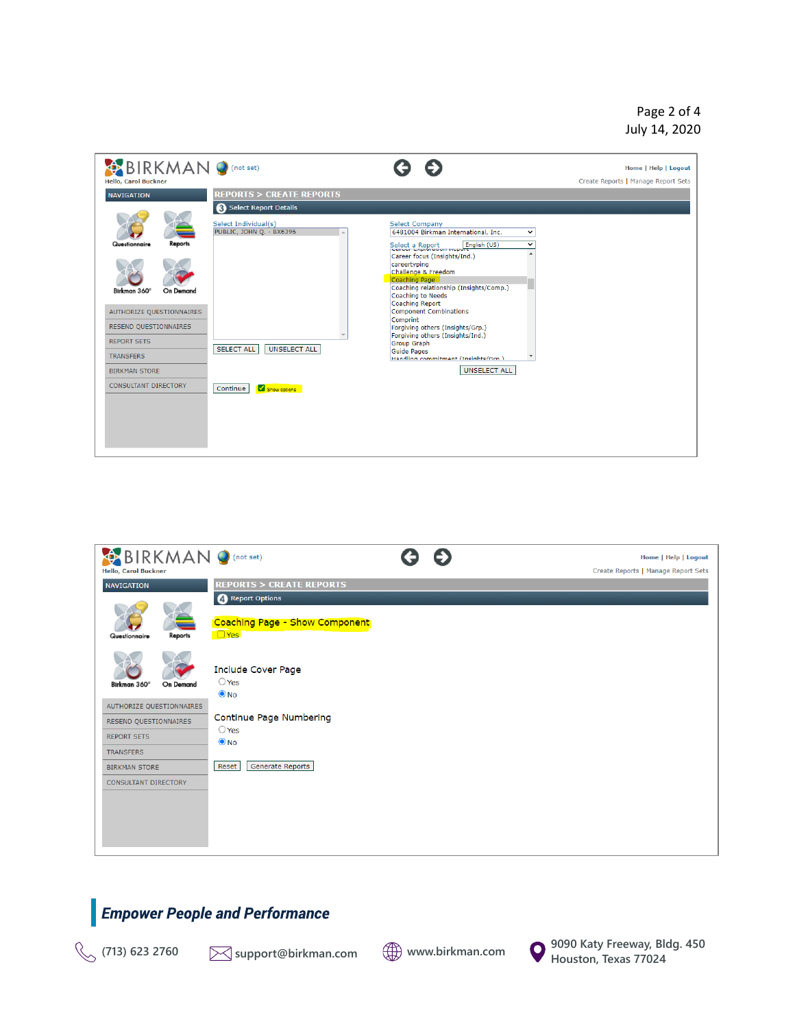BIRKMAN (not set)

Hello, Carol Buckner

Home | Help | Logout

Create Reports | Manage Report Sets

NAVIGATION

Questionnaire | Reports

Birkman 360° | On Demand

- AUTHORIZE QUESTIONNAIRES
- RESEND QUESTIONNAIRES
- REPORT SETS
- TRANSFERS
- BIRKMAN STORE
- CONSULTANT DIRECTORY

REPORTS > CREATE REPORTS

3 Select Report Details

Select Individual(s)

PUBLIC, JOHN Q. - BX6396

SELECT ALL | UNSELECT ALL

Select Company

6481004 Birkman International, Inc.

Select a Report English (US)

- Career focus (Insights/Ind.)
- careertyping
- Challenge & Freedom
- Coaching Page
- Coaching relationship (Insights/Comp.)
- Coaching to Needs
- Coaching Report
- Component Combinations
- Comprint
- Forgiving others (Insights/Grp.)
- Forgiving others (Insights/Ind.)
- Group Graph
- Guide Pages
- Handling commitment (Insights/Grp.)

UNSELECT ALL

Continue | ☑ Show options

---

BIRKMAN (not set)

Hello, Carol Buckner

Home | Help | Logout

Create Reports | Manage Report Sets

NAVIGATION

Questionnaire | Reports

Birkman 360° | On Demand

- AUTHORIZE QUESTIONNAIRES
- RESEND QUESTIONNAIRES
- REPORT SETS
- TRANSFERS
- BIRKMAN STORE
- CONSULTANT DIRECTORY

REPORTS > CREATE REPORTS

4 Report Options

Coaching Page - Show Component

☐ Yes

Include Cover Page

○ Yes
◉ No

Continue Page Numbering

○ Yes
◉ No

Reset | Generate Reports

---

***Empower People and Performance***

(713) 623 2760 | support@birkman.com | www.birkman.com | 9090 Katy Freeway, Bldg. 450 Houston, Texas 77024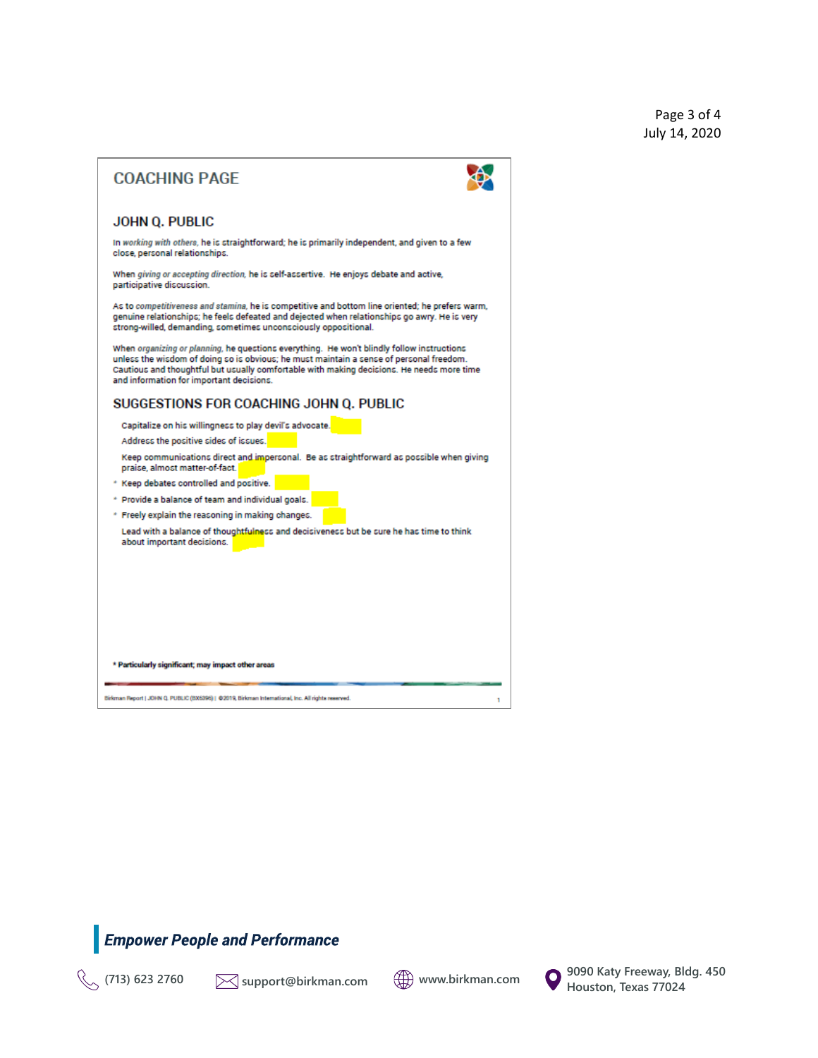## COACHING PAGE

### JOHN Q. PUBLIC

In *working with others*, he is straightforward; he is primarily independent, and given to a few close, personal relationships.

When *giving or accepting direction*, he is self-assertive. He enjoys debate and active, participative discussion.

As to *competitiveness and stamina*, he is competitive and bottom line oriented; he prefers warm, genuine relationships; he feels defeated and dejected when relationships go awry. He is very strong-willed, demanding, sometimes unconsciously oppositional.

When *organizing or planning*, he questions everything. He won't blindly follow instructions unless the wisdom of doing so is obvious; he must maintain a sense of personal freedom. Cautious and thoughtful but usually comfortable with making decisions. He needs more time and information for important decisions.

### SUGGESTIONS FOR COACHING JOHN Q. PUBLIC

- Capitalize on his willingness to play devil's advocate.
- Address the positive sides of issues.
- Keep communications direct and impersonal. Be as straightforward as possible when giving praise, almost matter-of-fact.
- * Keep debates controlled and positive.
- * Provide a balance of team and individual goals.
- * Freely explain the reasoning in making changes.
- Lead with a balance of thoughtfulness and decisiveness but be sure he has time to think about important decisions.

* Particularly significant; may impact other areas

Birkman Report | JOHN Q. PUBLIC (BX5396) | ©2019, Birkman International, Inc. All rights reserved.

**Empower People and Performance**

(713) 623 2760 | support@birkman.com | www.birkman.com | 9090 Katy Freeway, Bldg. 450 Houston, Texas 77024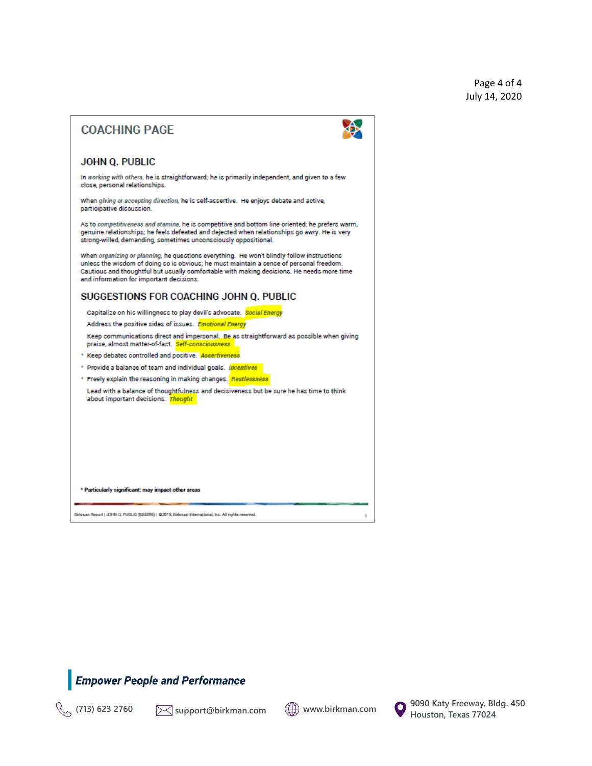## COACHING PAGE

### JOHN Q. PUBLIC

In *working with others*, he is straightforward; he is primarily independent, and given to a few close, personal relationships.

When *giving or accepting direction*, he is self-assertive. He enjoys debate and active, participative discussion.

As to *competitiveness and stamina*, he is competitive and bottom line oriented; he prefers warm, genuine relationships; he feels defeated and dejected when relationships go awry. He is very strong-willed, demanding, sometimes unconsciously oppositional.

When *organizing or planning*, he questions everything. He won't blindly follow instructions unless the wisdom of doing so is obvious; he must maintain a sense of personal freedom. Cautious and thoughtful but usually comfortable with making decisions. He needs more time and information for important decisions.

### SUGGESTIONS FOR COACHING JOHN Q. PUBLIC

Capitalize on his willingness to play devil's advocate. *Social Energy*

Address the positive sides of issues. *Emotional Energy*

Keep communications direct and impersonal. Be as straightforward as possible when giving praise, almost matter-of-fact. *Self-consciousness*

* Keep debates controlled and positive. *Assertiveness*
* Provide a balance of team and individual goals. *Incentives*
* Freely explain the reasoning in making changes. *Restlessness*

Lead with a balance of thoughtfulness and decisiveness but be sure he has time to think about important decisions. *Thought*

**\* Particularly significant; may impact other areas**

Birkman Report | JOHN Q. PUBLIC (BX6396) | ©2019, Birkman International, Inc. All rights reserved.

***Empower People and Performance***

(713) 623 2760 support@birkman.com www.birkman.com 9090 Katy Freeway, Bldg. 450 Houston, Texas 77024